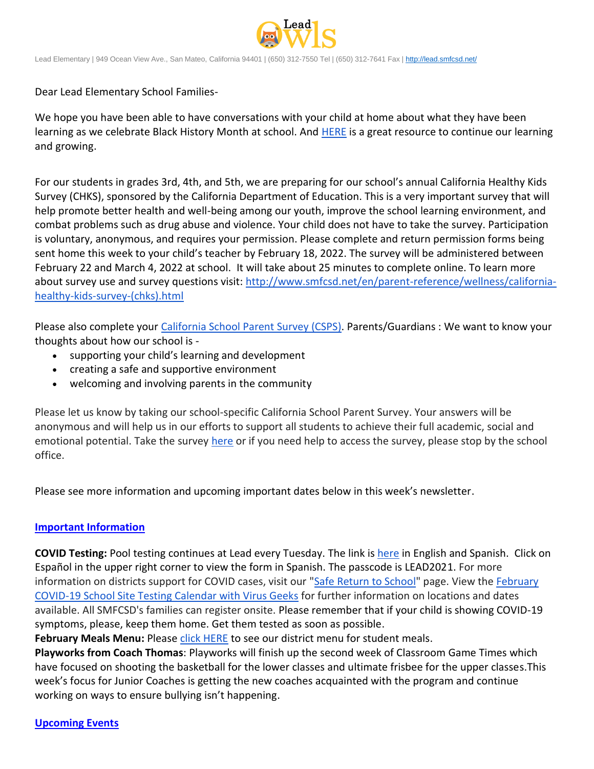Lead Owls

Lead Elementary | 949 Ocean View Ave., San Mateo, California 94401 | (650) 312-7550 Tel | (650) 312-7641 Fax | http://lead.smfcsd.net/

Dear Lead Elementary School Families-

We hope you have been able to have conversations with your child at home about what they have been learning as we celebrate Black History Month at school. And HERE is a great resource to continue our learning and growing.

For our students in grades 3rd, 4th, and 5th, we are preparing for our school's annual California Healthy Kids Survey (CHKS), sponsored by the California Department of Education. This is a very important survey that will help promote better health and well-being among our youth, improve the school learning environment, and combat problems such as drug abuse and violence. Your child does not have to take the survey. Participation is voluntary, anonymous, and requires your permission. Please complete and return permission forms being sent home this week to your child's teacher by February 18, 2022. The survey will be administered between February 22 and March 4, 2022 at school. It will take about 25 minutes to complete online. To learn more about survey use and survey questions visit: http://www.smfcsd.net/en/parent-reference/wellness/california-healthy-kids-survey-(chks).html

Please also complete your California School Parent Survey (CSPS). Parents/Guardians : We want to know your thoughts about how our school is -

- supporting your child's learning and development
- creating a safe and supportive environment
- welcoming and involving parents in the community

Please let us know by taking our school-specific California School Parent Survey. Your answers will be anonymous and will help us in our efforts to support all students to achieve their full academic, social and emotional potential. Take the survey here or if you need help to access the survey, please stop by the school office.

Please see more information and upcoming important dates below in this week's newsletter.

## Important Information

**COVID Testing:** Pool testing continues at Lead every Tuesday. The link is here in English and Spanish. Click on Español in the upper right corner to view the form in Spanish. The passcode is LEAD2021. For more information on districts support for COVID cases, visit our "Safe Return to School" page. View the February COVID-19 School Site Testing Calendar with Virus Geeks for further information on locations and dates available. All SMFCSD's families can register onsite. Please remember that if your child is showing COVID-19 symptoms, please, keep them home. Get them tested as soon as possible.

**February Meals Menu:** Please click HERE to see our district menu for student meals.

**Playworks from Coach Thomas**: Playworks will finish up the second week of Classroom Game Times which have focused on shooting the basketball for the lower classes and ultimate frisbee for the upper classes.This week's focus for Junior Coaches is getting the new coaches acquainted with the program and continue working on ways to ensure bullying isn't happening.

## Upcoming Events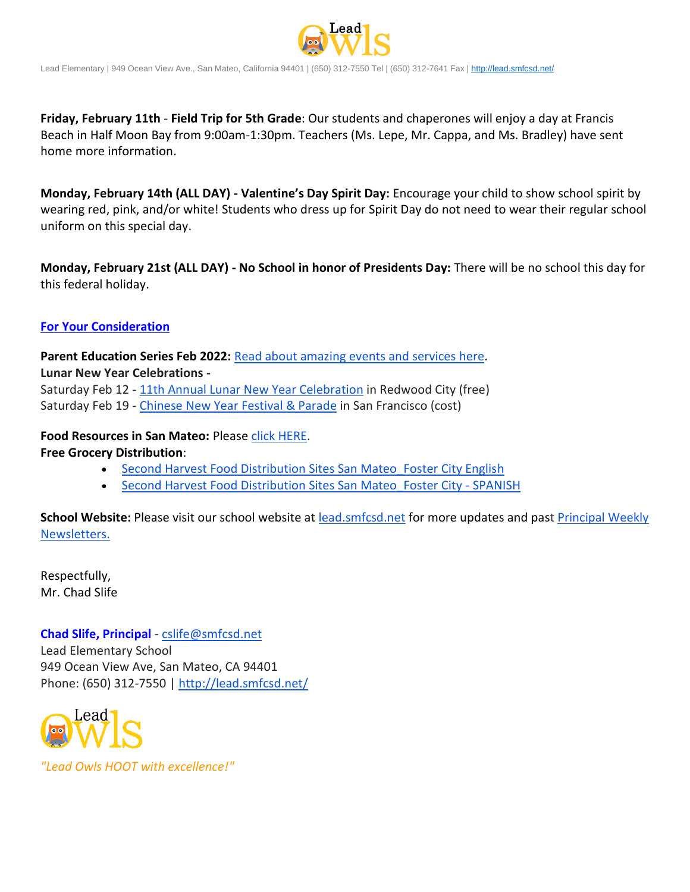**Friday, February 11th** - **Field Trip for 5th Grade**: Our students and chaperones will enjoy a day at Francis Beach in Half Moon Bay from 9:00am-1:30pm. Teachers (Ms. Lepe, Mr. Cappa, and Ms. Bradley) have sent home more information.

**Monday, February 14th (ALL DAY) - Valentine's Day Spirit Day:** Encourage your child to show school spirit by wearing red, pink, and/or white! Students who dress up for Spirit Day do not need to wear their regular school uniform on this special day.

**Monday, February 21st (ALL DAY) - No School in honor of Presidents Day:** There will be no school this day for this federal holiday.

**For Your Consideration**

**Parent Education Series Feb 2022:** Read about amazing events and services here.
**Lunar New Year Celebrations -**
Saturday Feb 12 - 11th Annual Lunar New Year Celebration in Redwood City (free)
Saturday Feb 19 - Chinese New Year Festival & Parade in San Francisco (cost)

**Food Resources in San Mateo:** Please click HERE.
**Free Grocery Distribution**:

- Second Harvest Food Distribution Sites San Mateo_Foster City English
- Second Harvest Food Distribution Sites San Mateo_Foster City - SPANISH

**School Website:** Please visit our school website at lead.smfcsd.net for more updates and past Principal Weekly Newsletters.

Respectfully,
Mr. Chad Slife

**Chad Slife, Principal** - cslife@smfcsd.net
Lead Elementary School
949 Ocean View Ave, San Mateo, CA 94401
Phone: (650) 312-7550 | http://lead.smfcsd.net/

Lead Owls

*"Lead Owls HOOT with excellence!"*